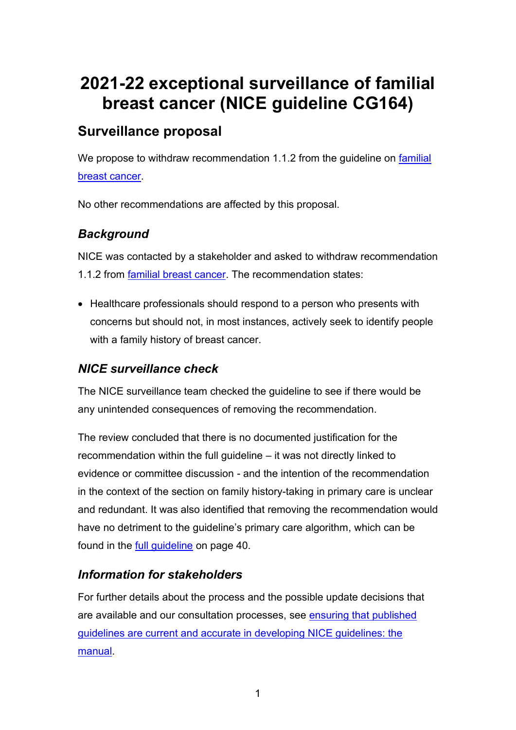# 2021-22 exceptional surveillance of familial breast cancer (NICE guideline CG164)

## Surveillance proposal

We propose to withdraw recommendation 1.1.2 from the guideline on familial breast cancer.

No other recommendations are affected by this proposal.

### *Background*

NICE was contacted by a stakeholder and asked to withdraw recommendation 1.1.2 from familial breast cancer. The recommendation states:

- Healthcare professionals should respond to a person who presents with concerns but should not, in most instances, actively seek to identify people with a family history of breast cancer.

### *NICE surveillance check*

The NICE surveillance team checked the guideline to see if there would be any unintended consequences of removing the recommendation.

The review concluded that there is no documented justification for the recommendation within the full guideline – it was not directly linked to evidence or committee discussion - and the intention of the recommendation in the context of the section on family history-taking in primary care is unclear and redundant. It was also identified that removing the recommendation would have no detriment to the guideline's primary care algorithm, which can be found in the full guideline on page 40.

### *Information for stakeholders*

For further details about the process and the possible update decisions that are available and our consultation processes, see ensuring that published guidelines are current and accurate in developing NICE guidelines: the manual.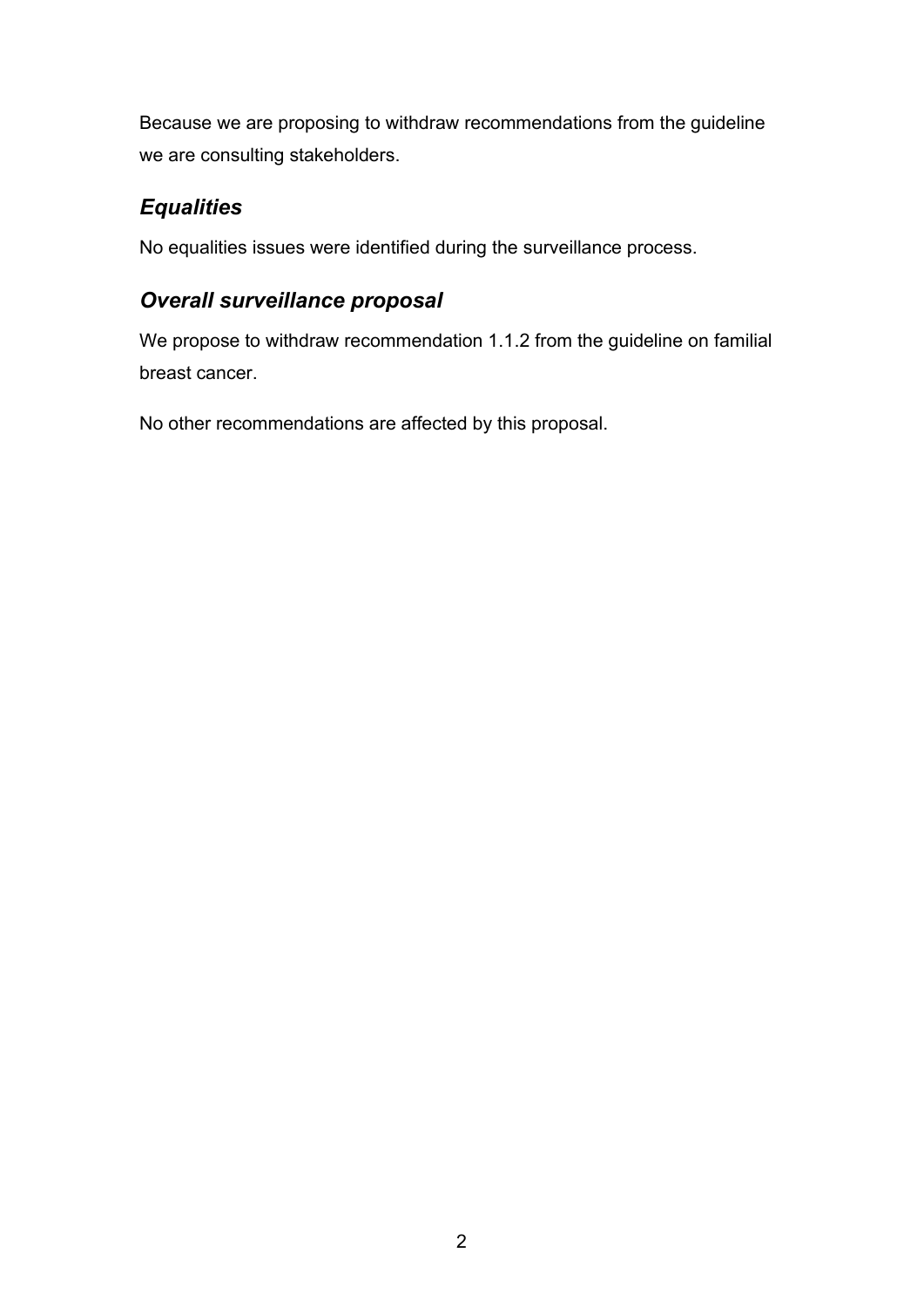Because we are proposing to withdraw recommendations from the guideline we are consulting stakeholders.

## *Equalities*

No equalities issues were identified during the surveillance process.

## *Overall surveillance proposal*

We propose to withdraw recommendation 1.1.2 from the guideline on familial breast cancer.

No other recommendations are affected by this proposal.